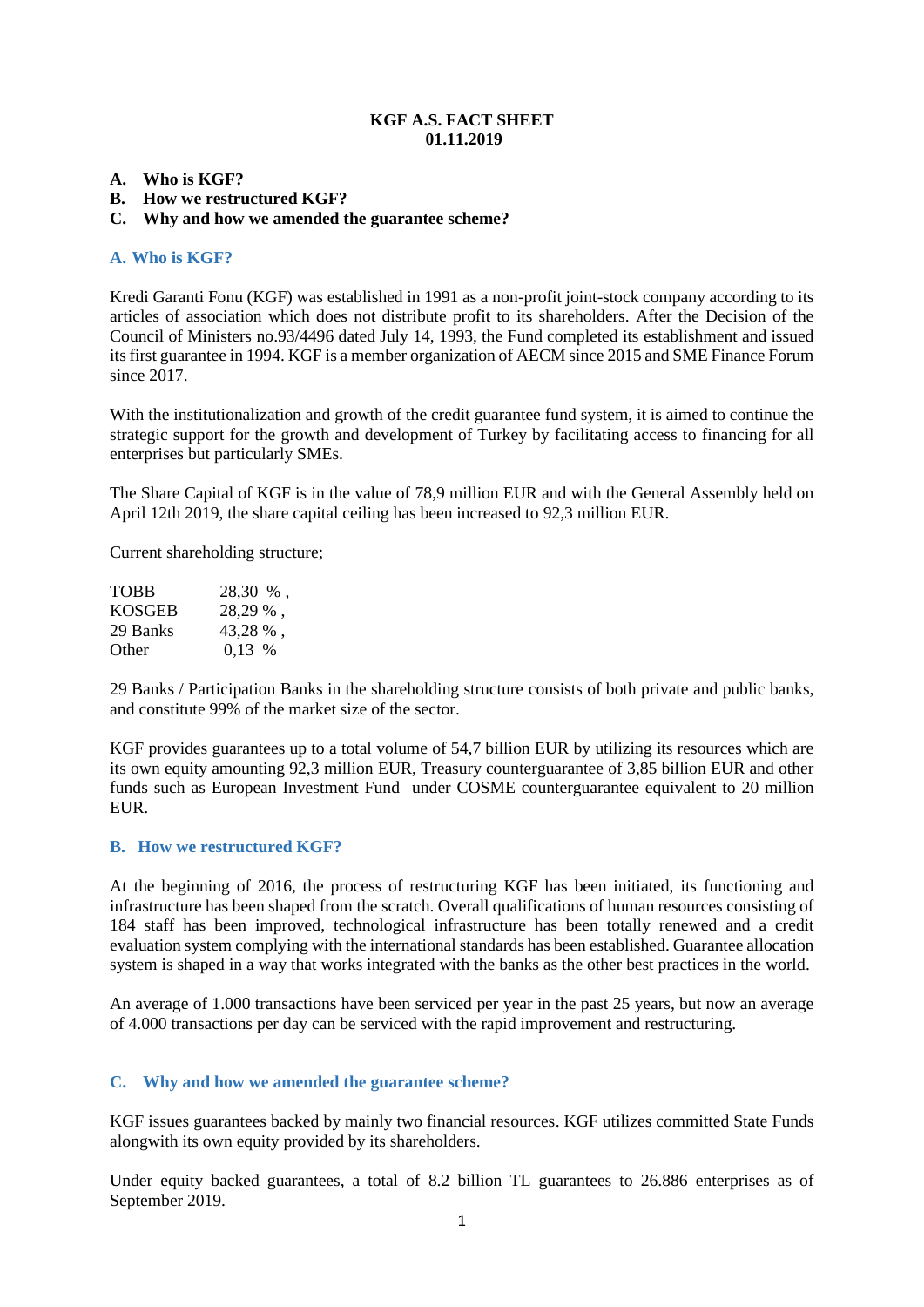**KGF A.S. FACT SHEET**
**01.11.2019**

**A. Who is KGF?**
**B. How we restructured KGF?**
**C. Why and how we amended the guarantee scheme?**

## A. Who is KGF?

Kredi Garanti Fonu (KGF) was established in 1991 as a non-profit joint-stock company according to its articles of association which does not distribute profit to its shareholders. After the Decision of the Council of Ministers no.93/4496 dated July 14, 1993, the Fund completed its establishment and issued its first guarantee in 1994. KGF is a member organization of AECM since 2015 and SME Finance Forum since 2017.

With the institutionalization and growth of the credit guarantee fund system, it is aimed to continue the strategic support for the growth and development of Turkey by facilitating access to financing for all enterprises but particularly SMEs.

The Share Capital of KGF is in the value of 78,9 million EUR and with the General Assembly held on April 12th 2019, the share capital ceiling has been increased to 92,3 million EUR.

Current shareholding structure;

| | |
|---|---|
| TOBB | 28,30 % , |
| KOSGEB | 28,29 % , |
| 29 Banks | 43,28 % , |
| Other | 0,13 % |

29 Banks / Participation Banks in the shareholding structure consists of both private and public banks, and constitute 99% of the market size of the sector.

KGF provides guarantees up to a total volume of 54,7 billion EUR by utilizing its resources which are its own equity amounting 92,3 million EUR, Treasury counterguarantee of 3,85 billion EUR and other funds such as European Investment Fund under COSME counterguarantee equivalent to 20 million EUR.

## B. How we restructured KGF?

At the beginning of 2016, the process of restructuring KGF has been initiated, its functioning and infrastructure has been shaped from the scratch. Overall qualifications of human resources consisting of 184 staff has been improved, technological infrastructure has been totally renewed and a credit evaluation system complying with the international standards has been established. Guarantee allocation system is shaped in a way that works integrated with the banks as the other best practices in the world.

An average of 1.000 transactions have been serviced per year in the past 25 years, but now an average of 4.000 transactions per day can be serviced with the rapid improvement and restructuring.

## C. Why and how we amended the guarantee scheme?

KGF issues guarantees backed by mainly two financial resources. KGF utilizes committed State Funds alongwith its own equity provided by its shareholders.

Under equity backed guarantees, a total of 8.2 billion TL guarantees to 26.886 enterprises as of September 2019.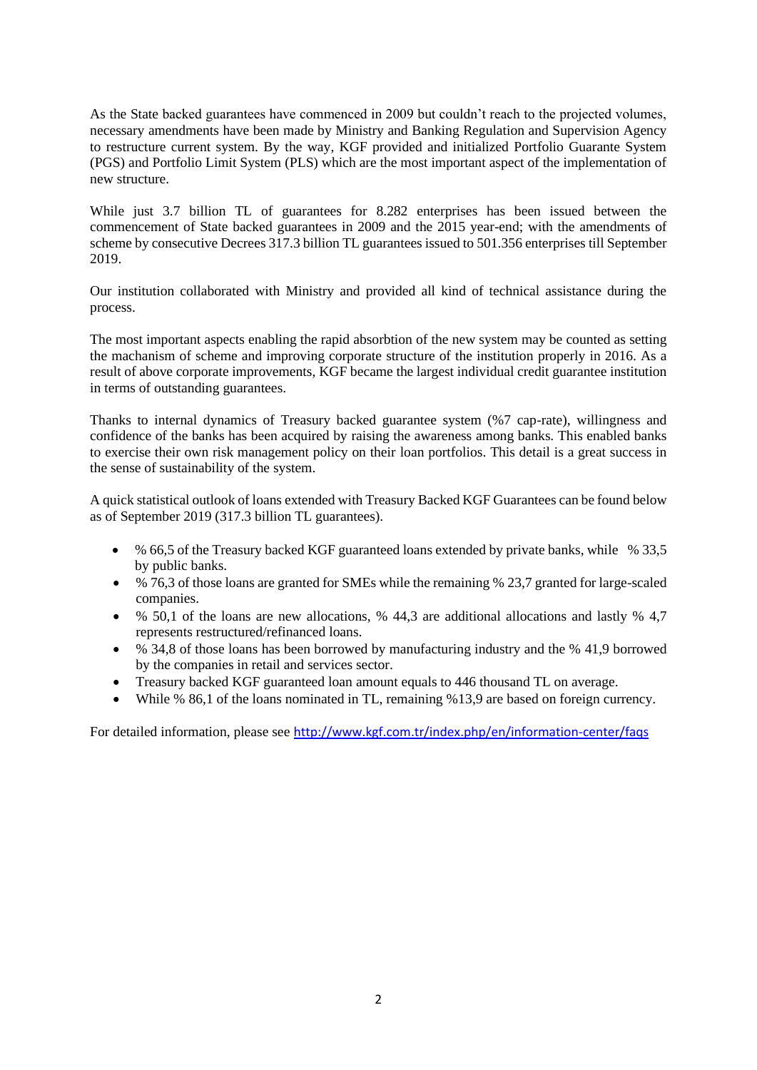As the State backed guarantees have commenced in 2009 but couldn't reach to the projected volumes, necessary amendments have been made by Ministry and Banking Regulation and Supervision Agency to restructure current system. By the way, KGF provided and initialized Portfolio Guarante System (PGS) and Portfolio Limit System (PLS) which are the most important aspect of the implementation of new structure.

While just 3.7 billion TL of guarantees for 8.282 enterprises has been issued between the commencement of State backed guarantees in 2009 and the 2015 year-end; with the amendments of scheme by consecutive Decrees 317.3 billion TL guarantees issued to 501.356 enterprises till September 2019.

Our institution collaborated with Ministry and provided all kind of technical assistance during the process.

The most important aspects enabling the rapid absorbtion of the new system may be counted as setting the machanism of scheme and improving corporate structure of the institution properly in 2016. As a result of above corporate improvements, KGF became the largest individual credit guarantee institution in terms of outstanding guarantees.

Thanks to internal dynamics of Treasury backed guarantee system (%7 cap-rate), willingness and confidence of the banks has been acquired by raising the awareness among banks. This enabled banks to exercise their own risk management policy on their loan portfolios. This detail is a great success in the sense of sustainability of the system.

A quick statistical outlook of loans extended with Treasury Backed KGF Guarantees can be found below as of September 2019 (317.3 billion TL guarantees).

- % 66,5 of the Treasury backed KGF guaranteed loans extended by private banks, while % 33,5 by public banks.
- % 76,3 of those loans are granted for SMEs while the remaining % 23,7 granted for large-scaled companies.
- % 50,1 of the loans are new allocations, % 44,3 are additional allocations and lastly % 4,7 represents restructured/refinanced loans.
- % 34,8 of those loans has been borrowed by manufacturing industry and the % 41,9 borrowed by the companies in retail and services sector.
- Treasury backed KGF guaranteed loan amount equals to 446 thousand TL on average.
- While % 86,1 of the loans nominated in TL, remaining %13,9 are based on foreign currency.

For detailed information, please see http://www.kgf.com.tr/index.php/en/information-center/faqs